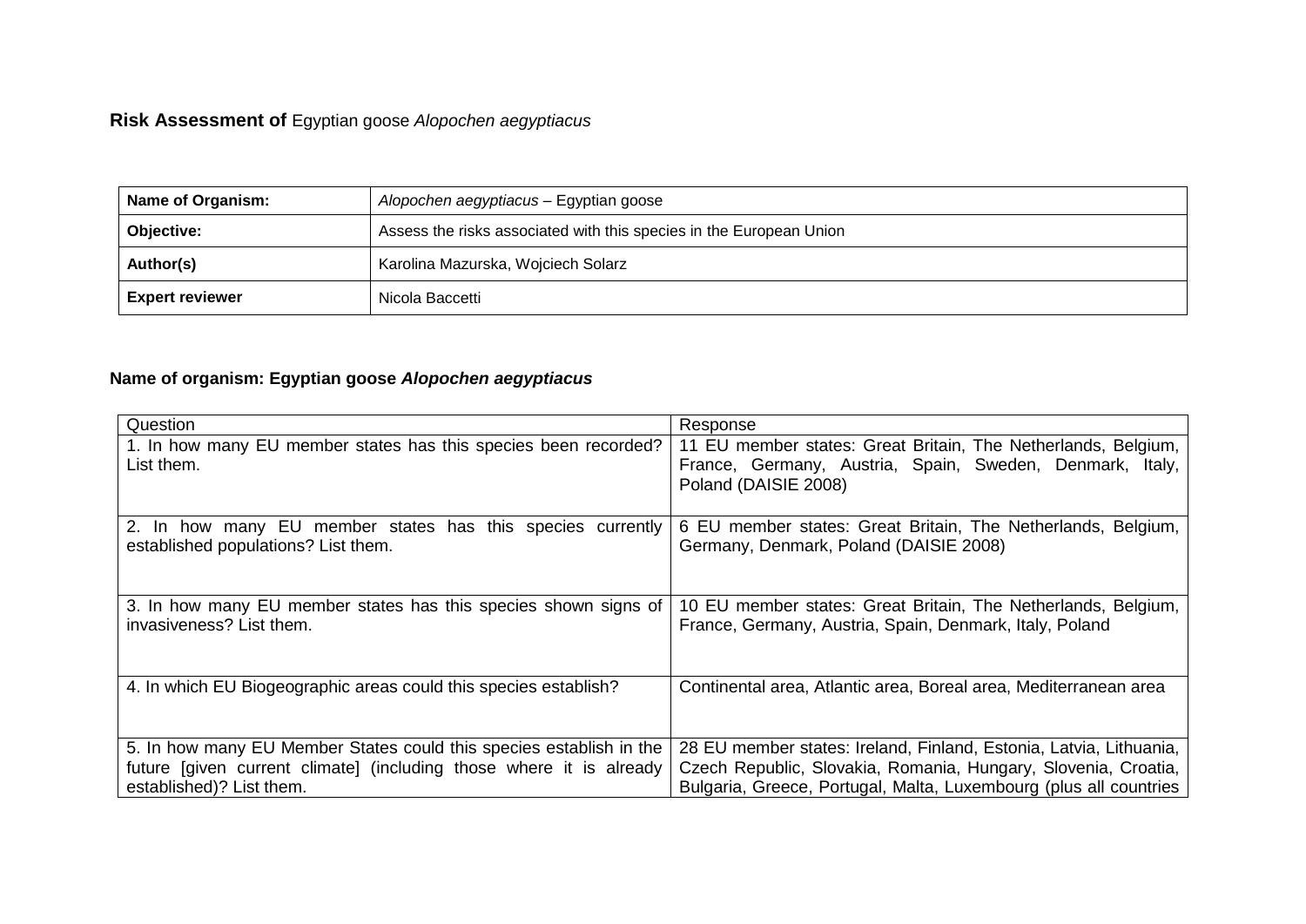**Risk Assessment of** Egyptian goose *Alopochen aegyptiacus*

| **Name of Organism:** | *Alopochen aegyptiacus* – Egyptian goose |
|---|---|
| **Objective:** | Assess the risks associated with this species in the European Union |
| **Author(s)** | Karolina Mazurska, Wojciech Solarz |
| **Expert reviewer** | Nicola Baccetti |

**Name of organism: Egyptian goose *Alopochen aegyptiacus***

| Question | Response |
|---|---|
| 1. In how many EU member states has this species been recorded? List them. | 11 EU member states: Great Britain, The Netherlands, Belgium, France, Germany, Austria, Spain, Sweden, Denmark, Italy, Poland (DAISIE 2008) |
| 2. In how many EU member states has this species currently established populations? List them. | 6 EU member states: Great Britain, The Netherlands, Belgium, Germany, Denmark, Poland (DAISIE 2008) |
| 3. In how many EU member states has this species shown signs of invasiveness? List them. | 10 EU member states: Great Britain, The Netherlands, Belgium, France, Germany, Austria, Spain, Denmark, Italy, Poland |
| 4. In which EU Biogeographic areas could this species establish? | Continental area, Atlantic area, Boreal area, Mediterranean area |
| 5. In how many EU Member States could this species establish in the future [given current climate] (including those where it is already established)? List them. | 28 EU member states: Ireland, Finland, Estonia, Latvia, Lithuania, Czech Republic, Slovakia, Romania, Hungary, Slovenia, Croatia, Bulgaria, Greece, Portugal, Malta, Luxembourg (plus all countries |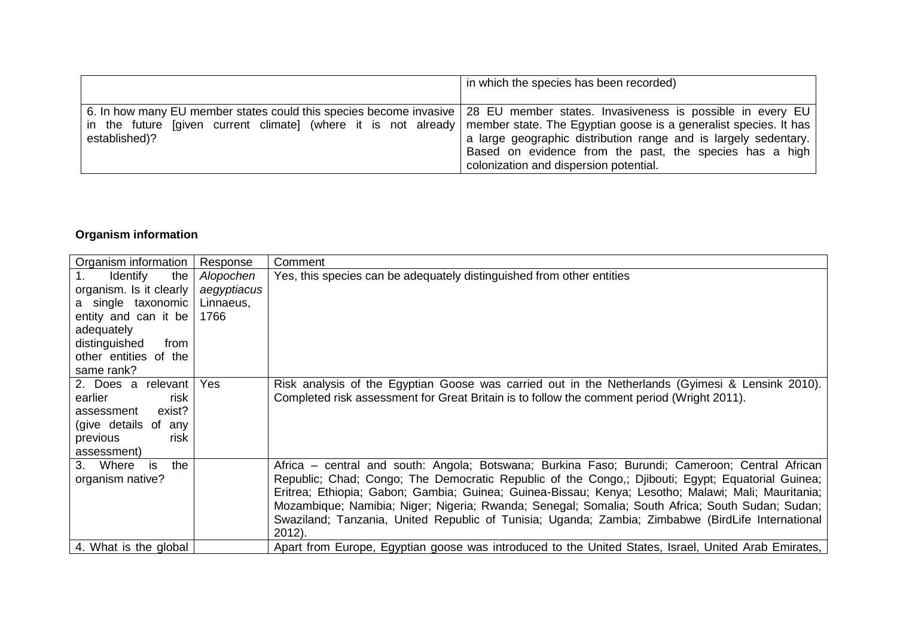| | |
|---|---|
| | in which the species has been recorded) |
| 6. In how many EU member states could this species become invasive in the future [given current climate] (where it is not already established)? | 28 EU member states. Invasiveness is possible in every EU member state. The Egyptian goose is a generalist species. It has a large geographic distribution range and is largely sedentary. Based on evidence from the past, the species has a high colonization and dispersion potential. |

**Organism information**

| Organism information | Response | Comment |
|---|---|---|
| 1. Identify the organism. Is it clearly a single taxonomic entity and can it be adequately distinguished from other entities of the same rank? | *Alopochen aegyptiacus* Linnaeus, 1766 | Yes, this species can be adequately distinguished from other entities |
| 2. Does a relevant earlier risk assessment exist? (give details of any previous risk assessment) | Yes | Risk analysis of the Egyptian Goose was carried out in the Netherlands (Gyimesi & Lensink 2010). Completed risk assessment for Great Britain is to follow the comment period (Wright 2011). |
| 3. Where is the organism native? | | Africa – central and south: Angola; Botswana; Burkina Faso; Burundi; Cameroon; Central African Republic; Chad; Congo; The Democratic Republic of the Congo,; Djibouti; Egypt; Equatorial Guinea; Eritrea; Ethiopia; Gabon; Gambia; Guinea; Guinea-Bissau; Kenya; Lesotho; Malawi; Mali; Mauritania; Mozambique; Namibia; Niger; Nigeria; Rwanda; Senegal; Somalia; South Africa; South Sudan; Sudan; Swaziland; Tanzania, United Republic of Tunisia; Uganda; Zambia; Zimbabwe (BirdLife International 2012). |
| 4. What is the global | | Apart from Europe, Egyptian goose was introduced to the United States, Israel, United Arab Emirates, |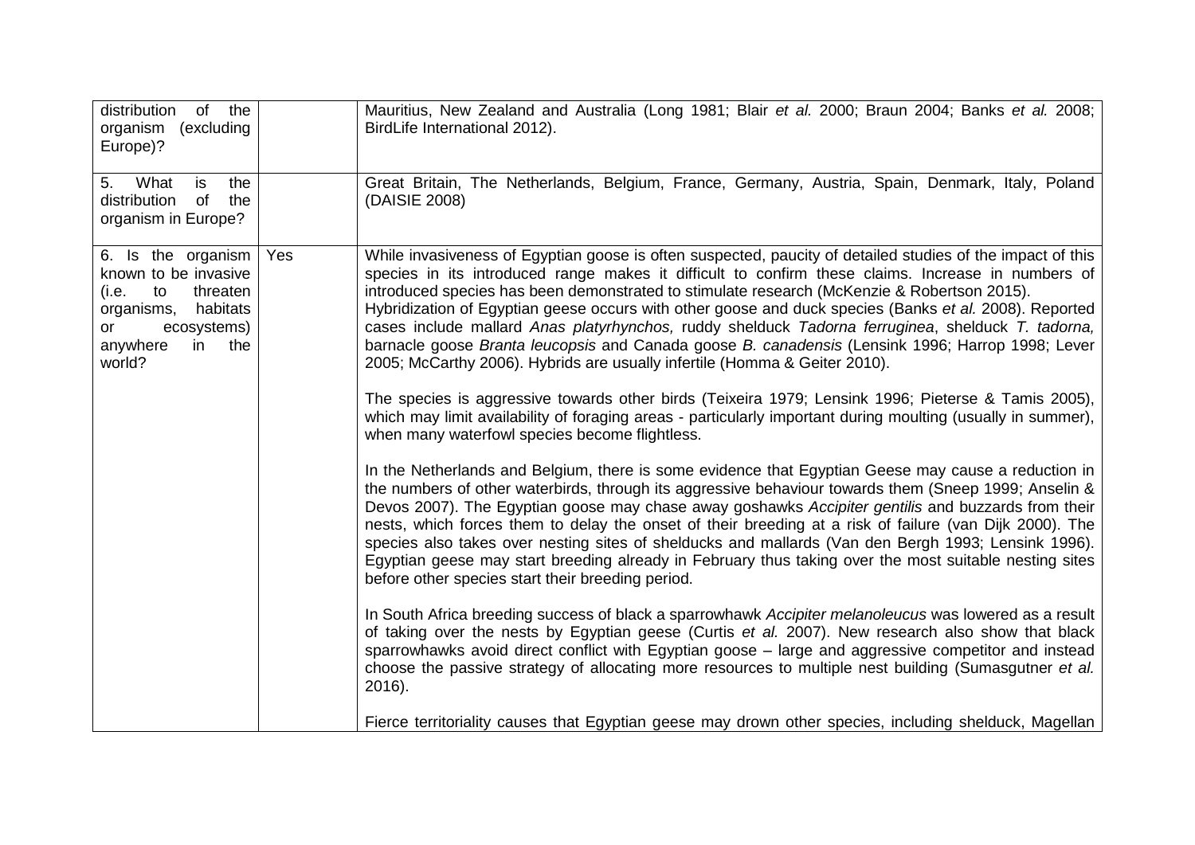| | | |
|---|---|---|
| distribution of the organism (excluding Europe)? | | Mauritius, New Zealand and Australia (Long 1981; Blair *et al.* 2000; Braun 2004; Banks *et al.* 2008; BirdLife International 2012). |
| 5. What is the distribution of the organism in Europe? | | Great Britain, The Netherlands, Belgium, France, Germany, Austria, Spain, Denmark, Italy, Poland (DAISIE 2008) |
| 6. Is the organism known to be invasive (i.e. to threaten organisms, habitats or ecosystems) anywhere in the world? | Yes | While invasiveness of Egyptian goose is often suspected, paucity of detailed studies of the impact of this species in its introduced range makes it difficult to confirm these claims. Increase in numbers of introduced species has been demonstrated to stimulate research (McKenzie & Robertson 2015). Hybridization of Egyptian geese occurs with other goose and duck species (Banks *et al.* 2008). Reported cases include mallard *Anas platyrhynchos,* ruddy shelduck *Tadorna ferruginea*, shelduck *T. tadorna,* barnacle goose *Branta leucopsis* and Canada goose *B. canadensis* (Lensink 1996; Harrop 1998; Lever 2005; McCarthy 2006). Hybrids are usually infertile (Homma & Geiter 2010).<br><br>The species is aggressive towards other birds (Teixeira 1979; Lensink 1996; Pieterse & Tamis 2005), which may limit availability of foraging areas - particularly important during moulting (usually in summer), when many waterfowl species become flightless.<br><br>In the Netherlands and Belgium, there is some evidence that Egyptian Geese may cause a reduction in the numbers of other waterbirds, through its aggressive behaviour towards them (Sneep 1999; Anselin & Devos 2007). The Egyptian goose may chase away goshawks *Accipiter gentilis* and buzzards from their nests, which forces them to delay the onset of their breeding at a risk of failure (van Dijk 2000). The species also takes over nesting sites of shelducks and mallards (Van den Bergh 1993; Lensink 1996). Egyptian geese may start breeding already in February thus taking over the most suitable nesting sites before other species start their breeding period.<br><br>In South Africa breeding success of black a sparrowhawk *Accipiter melanoleucus* was lowered as a result of taking over the nests by Egyptian geese (Curtis *et al.* 2007). New research also show that black sparrowhawks avoid direct conflict with Egyptian goose – large and aggressive competitor and instead choose the passive strategy of allocating more resources to multiple nest building (Sumasgutner *et al.* 2016).<br><br>Fierce territoriality causes that Egyptian geese may drown other species, including shelduck, Magellan |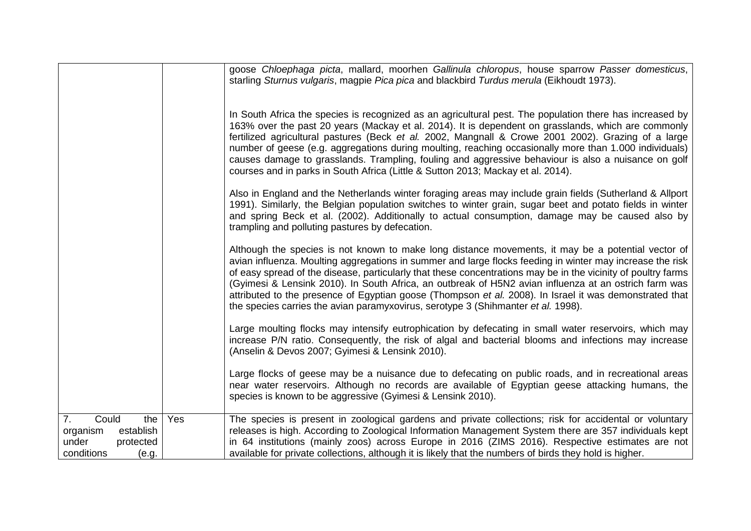| | | |
|---|---|---|
| | | goose *Chloephaga picta*, mallard, moorhen *Gallinula chloropus*, house sparrow *Passer domesticus*, starling *Sturnus vulgaris*, magpie *Pica pica* and blackbird *Turdus merula* (Eikhoudt 1973).<br><br>In South Africa the species is recognized as an agricultural pest. The population there has increased by 163% over the past 20 years (Mackay et al. 2014). It is dependent on grasslands, which are commonly fertilized agricultural pastures (Beck *et al.* 2002, Mangnall & Crowe 2001 2002). Grazing of a large number of geese (e.g. aggregations during moulting, reaching occasionally more than 1.000 individuals) causes damage to grasslands. Trampling, fouling and aggressive behaviour is also a nuisance on golf courses and in parks in South Africa (Little & Sutton 2013; Mackay et al. 2014).<br><br>Also in England and the Netherlands winter foraging areas may include grain fields (Sutherland & Allport 1991). Similarly, the Belgian population switches to winter grain, sugar beet and potato fields in winter and spring Beck et al. (2002). Additionally to actual consumption, damage may be caused also by trampling and polluting pastures by defecation.<br><br>Although the species is not known to make long distance movements, it may be a potential vector of avian influenza. Moulting aggregations in summer and large flocks feeding in winter may increase the risk of easy spread of the disease, particularly that these concentrations may be in the vicinity of poultry farms (Gyimesi & Lensink 2010). In South Africa, an outbreak of H5N2 avian influenza at an ostrich farm was attributed to the presence of Egyptian goose (Thompson *et al.* 2008). In Israel it was demonstrated that the species carries the avian paramyxovirus, serotype 3 (Shihmanter *et al.* 1998).<br><br>Large moulting flocks may intensify eutrophication by defecating in small water reservoirs, which may increase P/N ratio. Consequently, the risk of algal and bacterial blooms and infections may increase (Anselin & Devos 2007; Gyimesi & Lensink 2010).<br><br>Large flocks of geese may be a nuisance due to defecating on public roads, and in recreational areas near water reservoirs. Although no records are available of Egyptian geese attacking humans, the species is known to be aggressive (Gyimesi & Lensink 2010). |
| 7. Could the organism establish under protected conditions (e.g. | Yes | The species is present in zoological gardens and private collections; risk for accidental or voluntary releases is high. According to Zoological Information Management System there are 357 individuals kept in 64 institutions (mainly zoos) across Europe in 2016 (ZIMS 2016). Respective estimates are not available for private collections, although it is likely that the numbers of birds they hold is higher. |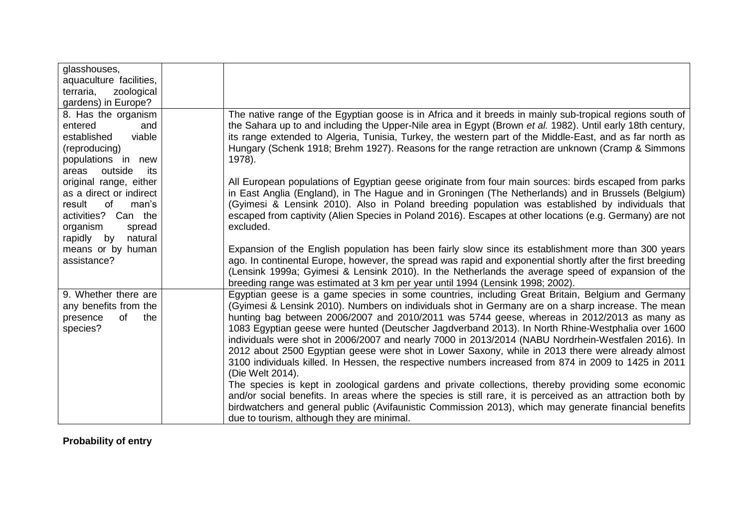| | | |
|---|---|---|
| glasshouses, aquaculture facilities, terraria, zoological gardens) in Europe? | | |
| 8. Has the organism entered and established viable (reproducing) populations in new areas outside its original range, either as a direct or indirect result of man's activities? Can the organism spread rapidly by natural means or by human assistance? | | The native range of the Egyptian goose is in Africa and it breeds in mainly sub-tropical regions south of the Sahara up to and including the Upper-Nile area in Egypt (Brown *et al.* 1982). Until early 18th century, its range extended to Algeria, Tunisia, Turkey, the western part of the Middle-East, and as far north as Hungary (Schenk 1918; Brehm 1927). Reasons for the range retraction are unknown (Cramp & Simmons 1978).<br><br>All European populations of Egyptian geese originate from four main sources: birds escaped from parks in East Anglia (England), in The Hague and in Groningen (The Netherlands) and in Brussels (Belgium) (Gyimesi & Lensink 2010). Also in Poland breeding population was established by individuals that escaped from captivity (Alien Species in Poland 2016). Escapes at other locations (e.g. Germany) are not excluded.<br><br>Expansion of the English population has been fairly slow since its establishment more than 300 years ago. In continental Europe, however, the spread was rapid and exponential shortly after the first breeding (Lensink 1999a; Gyimesi & Lensink 2010). In the Netherlands the average speed of expansion of the breeding range was estimated at 3 km per year until 1994 (Lensink 1998; 2002). |
| 9. Whether there are any benefits from the presence of the species? | | Egyptian geese is a game species in some countries, including Great Britain, Belgium and Germany (Gyimesi & Lensink 2010). Numbers on individuals shot in Germany are on a sharp increase. The mean hunting bag between 2006/2007 and 2010/2011 was 5744 geese, whereas in 2012/2013 as many as 1083 Egyptian geese were hunted (Deutscher Jagdverband 2013). In North Rhine-Westphalia over 1600 individuals were shot in 2006/2007 and nearly 7000 in 2013/2014 (NABU Nordrhein-Westfalen 2016). In 2012 about 2500 Egyptian geese were shot in Lower Saxony, while in 2013 there were already almost 3100 individuals killed. In Hessen, the respective numbers increased from 874 in 2009 to 1425 in 2011 (Die Welt 2014).<br>The species is kept in zoological gardens and private collections, thereby providing some economic and/or social benefits. In areas where the species is still rare, it is perceived as an attraction both by birdwatchers and general public (Avifaunistic Commission 2013), which may generate financial benefits due to tourism, although they are minimal. |

**Probability of entry**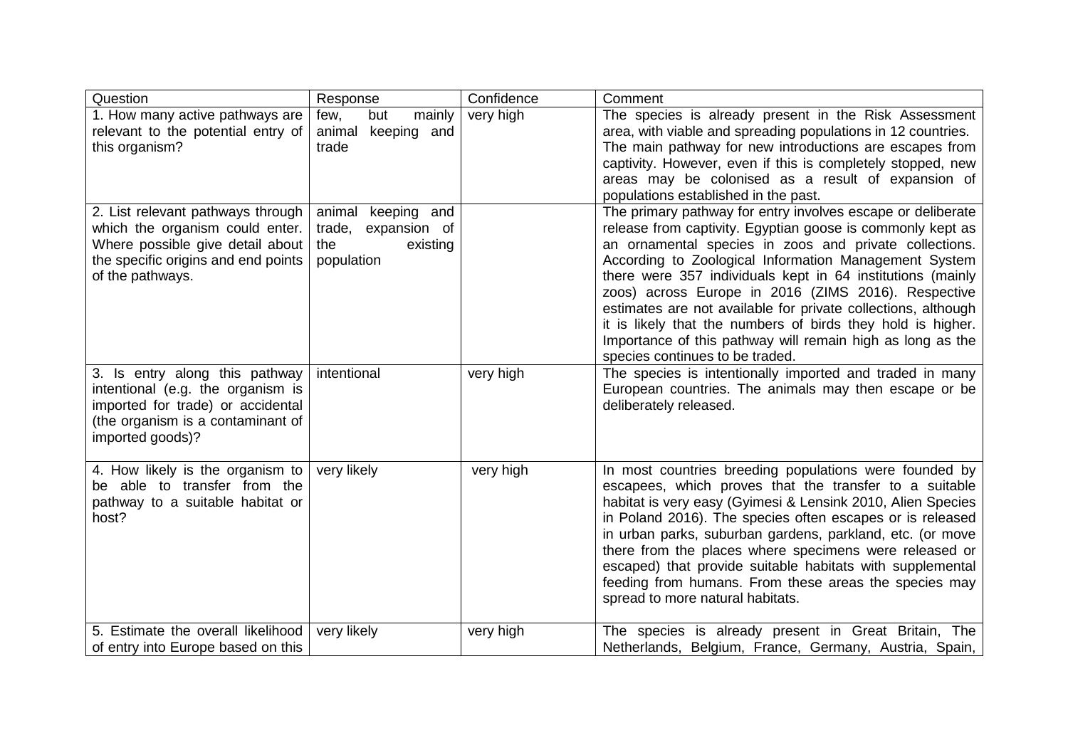| Question | Response | Confidence | Comment |
|---|---|---|---|
| 1. How many active pathways are relevant to the potential entry of this organism? | few, but mainly animal keeping and trade | very high | The species is already present in the Risk Assessment area, with viable and spreading populations in 12 countries. The main pathway for new introductions are escapes from captivity. However, even if this is completely stopped, new areas may be colonised as a result of expansion of populations established in the past. |
| 2. List relevant pathways through which the organism could enter. Where possible give detail about the specific origins and end points of the pathways. | animal keeping and trade, expansion of the existing population | | The primary pathway for entry involves escape or deliberate release from captivity. Egyptian goose is commonly kept as an ornamental species in zoos and private collections. According to Zoological Information Management System there were 357 individuals kept in 64 institutions (mainly zoos) across Europe in 2016 (ZIMS 2016). Respective estimates are not available for private collections, although it is likely that the numbers of birds they hold is higher. Importance of this pathway will remain high as long as the species continues to be traded. |
| 3. Is entry along this pathway intentional (e.g. the organism is imported for trade) or accidental (the organism is a contaminant of imported goods)? | intentional | very high | The species is intentionally imported and traded in many European countries. The animals may then escape or be deliberately released. |
| 4. How likely is the organism to be able to transfer from the pathway to a suitable habitat or host? | very likely | very high | In most countries breeding populations were founded by escapees, which proves that the transfer to a suitable habitat is very easy (Gyimesi & Lensink 2010, Alien Species in Poland 2016). The species often escapes or is released in urban parks, suburban gardens, parkland, etc. (or move there from the places where specimens were released or escaped) that provide suitable habitats with supplemental feeding from humans. From these areas the species may spread to more natural habitats. |
| 5. Estimate the overall likelihood of entry into Europe based on this | very likely | very high | The species is already present in Great Britain, The Netherlands, Belgium, France, Germany, Austria, Spain, |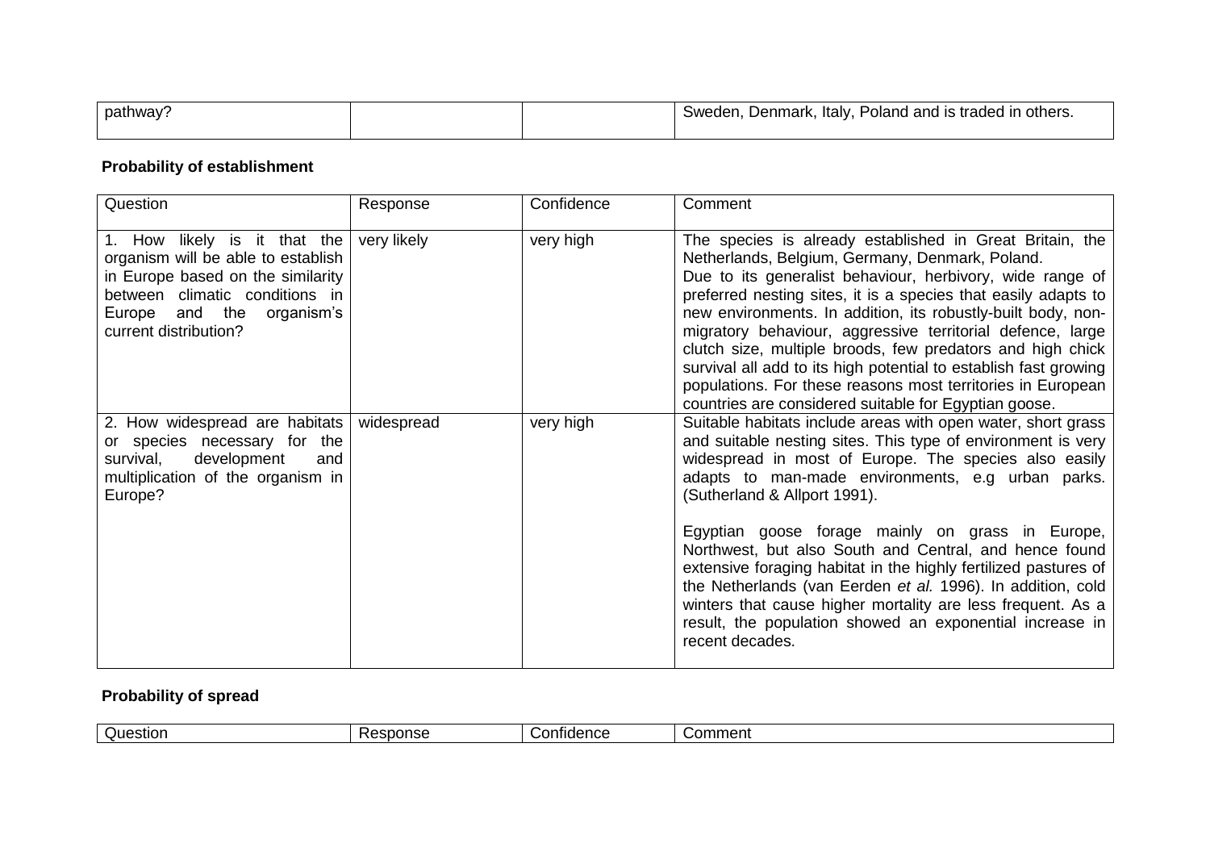| pathway? | | | Sweden, Denmark, Italy, Poland and is traded in others. |
|---|---|---|---|

**Probability of establishment**

| Question | Response | Confidence | Comment |
|---|---|---|---|
| 1. How likely is it that the organism will be able to establish in Europe based on the similarity between climatic conditions in Europe and the organism's current distribution? | very likely | very high | The species is already established in Great Britain, the Netherlands, Belgium, Germany, Denmark, Poland. Due to its generalist behaviour, herbivory, wide range of preferred nesting sites, it is a species that easily adapts to new environments. In addition, its robustly-built body, non-migratory behaviour, aggressive territorial defence, large clutch size, multiple broods, few predators and high chick survival all add to its high potential to establish fast growing populations. For these reasons most territories in European countries are considered suitable for Egyptian goose. |
| 2. How widespread are habitats or species necessary for the survival, development and multiplication of the organism in Europe? | widespread | very high | Suitable habitats include areas with open water, short grass and suitable nesting sites. This type of environment is very widespread in most of Europe. The species also easily adapts to man-made environments, e.g urban parks. (Sutherland & Allport 1991).<br><br>Egyptian goose forage mainly on grass in Europe, Northwest, but also South and Central, and hence found extensive foraging habitat in the highly fertilized pastures of the Netherlands (van Eerden *et al.* 1996). In addition, cold winters that cause higher mortality are less frequent. As a result, the population showed an exponential increase in recent decades. |

**Probability of spread**

| Question | Response | Confidence | Comment |
|---|---|---|---|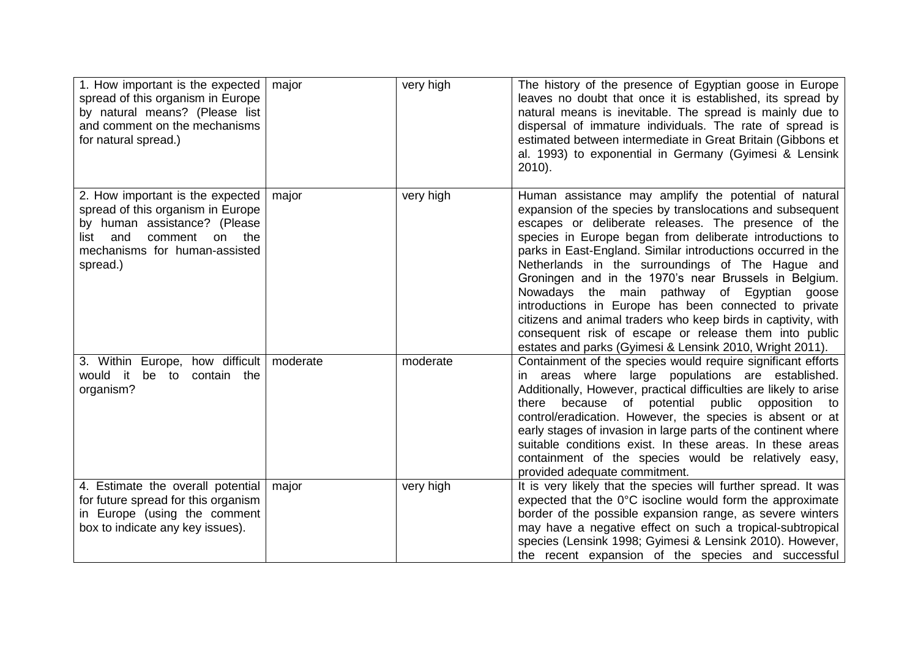| | | | |
|---|---|---|---|
| 1. How important is the expected spread of this organism in Europe by natural means? (Please list and comment on the mechanisms for natural spread.) | major | very high | The history of the presence of Egyptian goose in Europe leaves no doubt that once it is established, its spread by natural means is inevitable. The spread is mainly due to dispersal of immature individuals. The rate of spread is estimated between intermediate in Great Britain (Gibbons et al. 1993) to exponential in Germany (Gyimesi & Lensink 2010). |
| 2. How important is the expected spread of this organism in Europe by human assistance? (Please list and comment on the mechanisms for human-assisted spread.) | major | very high | Human assistance may amplify the potential of natural expansion of the species by translocations and subsequent escapes or deliberate releases. The presence of the species in Europe began from deliberate introductions to parks in East-England. Similar introductions occurred in the Netherlands in the surroundings of The Hague and Groningen and in the 1970's near Brussels in Belgium. Nowadays the main pathway of Egyptian goose introductions in Europe has been connected to private citizens and animal traders who keep birds in captivity, with consequent risk of escape or release them into public estates and parks (Gyimesi & Lensink 2010, Wright 2011). |
| 3. Within Europe, how difficult would it be to contain the organism? | moderate | moderate | Containment of the species would require significant efforts in areas where large populations are established. Additionally, However, practical difficulties are likely to arise there because of potential public opposition to control/eradication. However, the species is absent or at early stages of invasion in large parts of the continent where suitable conditions exist. In these areas. In these areas containment of the species would be relatively easy, provided adequate commitment. |
| 4. Estimate the overall potential for future spread for this organism in Europe (using the comment box to indicate any key issues). | major | very high | It is very likely that the species will further spread. It was expected that the 0°C isocline would form the approximate border of the possible expansion range, as severe winters may have a negative effect on such a tropical-subtropical species (Lensink 1998; Gyimesi & Lensink 2010). However, the recent expansion of the species and successful |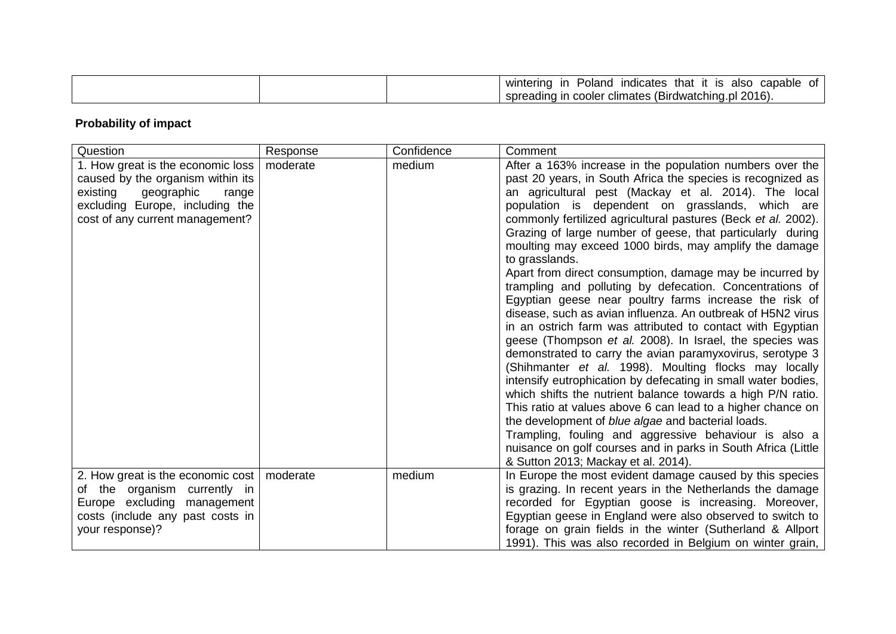| | | | wintering in Poland indicates that it is also capable of spreading in cooler climates (Birdwatching.pl 2016). |
|---|---|---|---|

**Probability of impact**

| Question | Response | Confidence | Comment |
|---|---|---|---|
| 1. How great is the economic loss caused by the organism within its existing geographic range excluding Europe, including the cost of any current management? | moderate | medium | After a 163% increase in the population numbers over the past 20 years, in South Africa the species is recognized as an agricultural pest (Mackay et al. 2014). The local population is dependent on grasslands, which are commonly fertilized agricultural pastures (Beck *et al.* 2002). Grazing of large number of geese, that particularly during moulting may exceed 1000 birds, may amplify the damage to grasslands.<br>Apart from direct consumption, damage may be incurred by trampling and polluting by defecation. Concentrations of Egyptian geese near poultry farms increase the risk of disease, such as avian influenza. An outbreak of H5N2 virus in an ostrich farm was attributed to contact with Egyptian geese (Thompson *et al.* 2008). In Israel, the species was demonstrated to carry the avian paramyxovirus, serotype 3 (Shihmanter *et al.* 1998). Moulting flocks may locally intensify eutrophication by defecating in small water bodies, which shifts the nutrient balance towards a high P/N ratio. This ratio at values above 6 can lead to a higher chance on the development of *blue algae* and bacterial loads.<br>Trampling, fouling and aggressive behaviour is also a nuisance on golf courses and in parks in South Africa (Little & Sutton 2013; Mackay et al. 2014). |
| 2. How great is the economic cost of the organism currently in Europe excluding management costs (include any past costs in your response)? | moderate | medium | In Europe the most evident damage caused by this species is grazing. In recent years in the Netherlands the damage recorded for Egyptian goose is increasing. Moreover, Egyptian geese in England were also observed to switch to forage on grain fields in the winter (Sutherland & Allport 1991). This was also recorded in Belgium on winter grain, |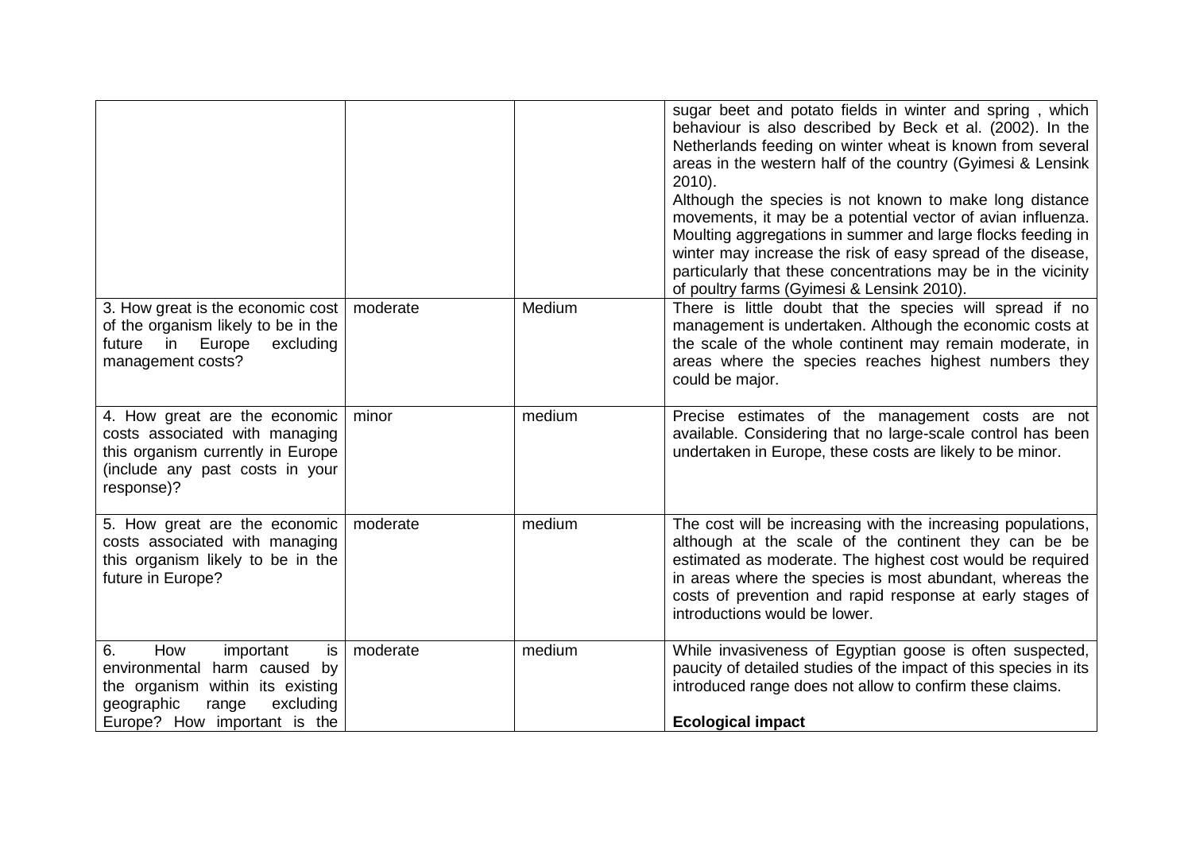| | | | |
|---|---|---|---|
| | | | sugar beet and potato fields in winter and spring , which behaviour is also described by Beck et al. (2002). In the Netherlands feeding on winter wheat is known from several areas in the western half of the country (Gyimesi & Lensink 2010).<br>Although the species is not known to make long distance movements, it may be a potential vector of avian influenza. Moulting aggregations in summer and large flocks feeding in winter may increase the risk of easy spread of the disease, particularly that these concentrations may be in the vicinity of poultry farms (Gyimesi & Lensink 2010). |
| 3. How great is the economic cost of the organism likely to be in the future in Europe excluding management costs? | moderate | Medium | There is little doubt that the species will spread if no management is undertaken. Although the economic costs at the scale of the whole continent may remain moderate, in areas where the species reaches highest numbers they could be major. |
| 4. How great are the economic costs associated with managing this organism currently in Europe (include any past costs in your response)? | minor | medium | Precise estimates of the management costs are not available. Considering that no large-scale control has been undertaken in Europe, these costs are likely to be minor. |
| 5. How great are the economic costs associated with managing this organism likely to be in the future in Europe? | moderate | medium | The cost will be increasing with the increasing populations, although at the scale of the continent they can be be estimated as moderate. The highest cost would be required in areas where the species is most abundant, whereas the costs of prevention and rapid response at early stages of introductions would be lower. |
| 6. How important is environmental harm caused by the organism within its existing geographic range excluding Europe? How important is the | moderate | medium | While invasiveness of Egyptian goose is often suspected, paucity of detailed studies of the impact of this species in its introduced range does not allow to confirm these claims.<br><br>**Ecological impact** |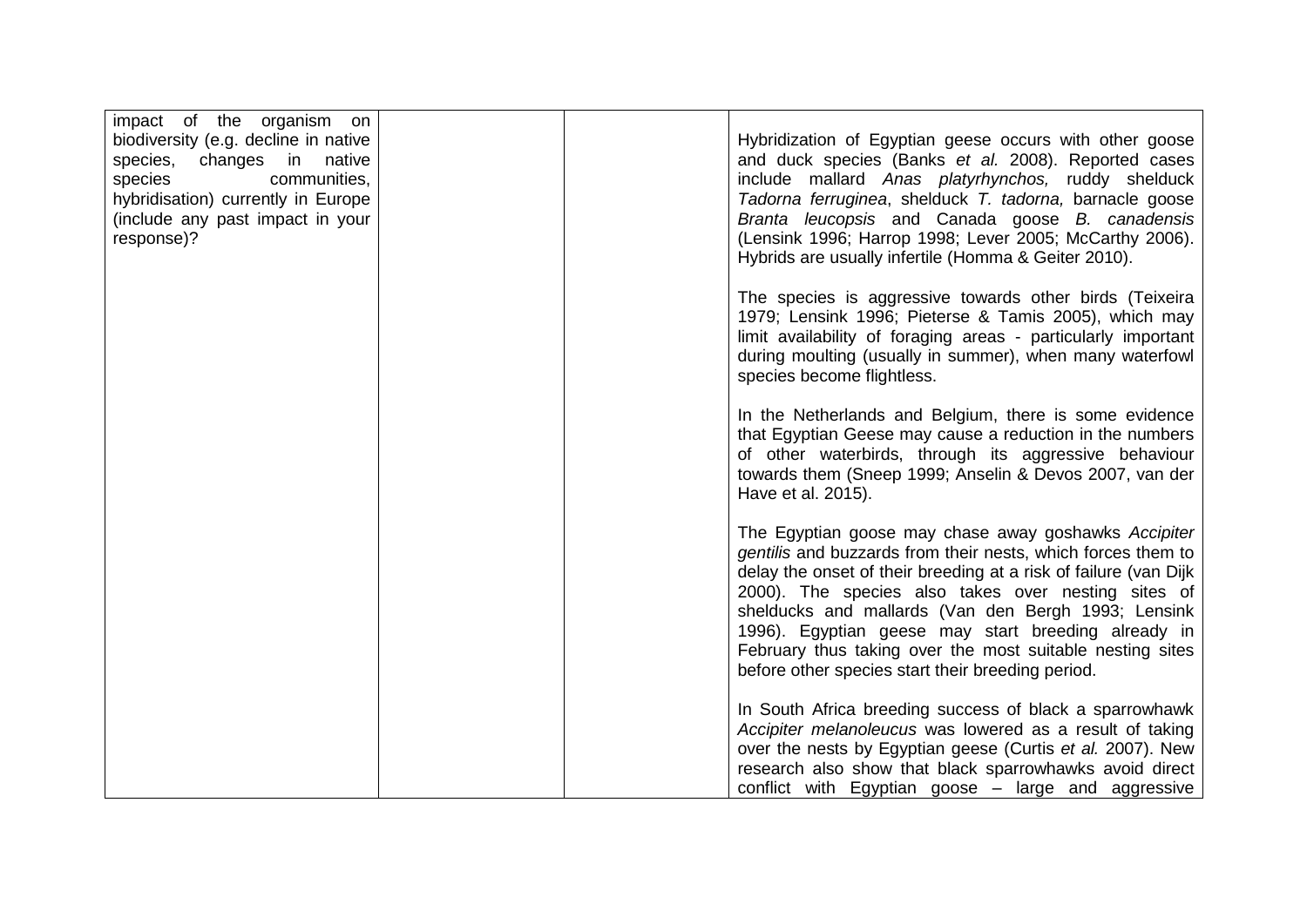| impact of the organism on biodiversity (e.g. decline in native species, changes in native species communities, hybridisation) currently in Europe (include any past impact in your response)? | | | Hybridization of Egyptian geese occurs with other goose and duck species (Banks *et al.* 2008). Reported cases include mallard *Anas platyrhynchos,* ruddy shelduck *Tadorna ferruginea*, shelduck *T. tadorna,* barnacle goose *Branta leucopsis* and Canada goose *B. canadensis* (Lensink 1996; Harrop 1998; Lever 2005; McCarthy 2006). Hybrids are usually infertile (Homma & Geiter 2010).<br><br>The species is aggressive towards other birds (Teixeira 1979; Lensink 1996; Pieterse & Tamis 2005), which may limit availability of foraging areas - particularly important during moulting (usually in summer), when many waterfowl species become flightless.<br><br>In the Netherlands and Belgium, there is some evidence that Egyptian Geese may cause a reduction in the numbers of other waterbirds, through its aggressive behaviour towards them (Sneep 1999; Anselin & Devos 2007, van der Have et al. 2015).<br><br>The Egyptian goose may chase away goshawks *Accipiter gentilis* and buzzards from their nests, which forces them to delay the onset of their breeding at a risk of failure (van Dijk 2000). The species also takes over nesting sites of shelducks and mallards (Van den Bergh 1993; Lensink 1996). Egyptian geese may start breeding already in February thus taking over the most suitable nesting sites before other species start their breeding period.<br><br>In South Africa breeding success of black a sparrowhawk *Accipiter melanoleucus* was lowered as a result of taking over the nests by Egyptian geese (Curtis *et al.* 2007). New research also show that black sparrowhawks avoid direct conflict with Egyptian goose – large and aggressive |
|---|---|---|---|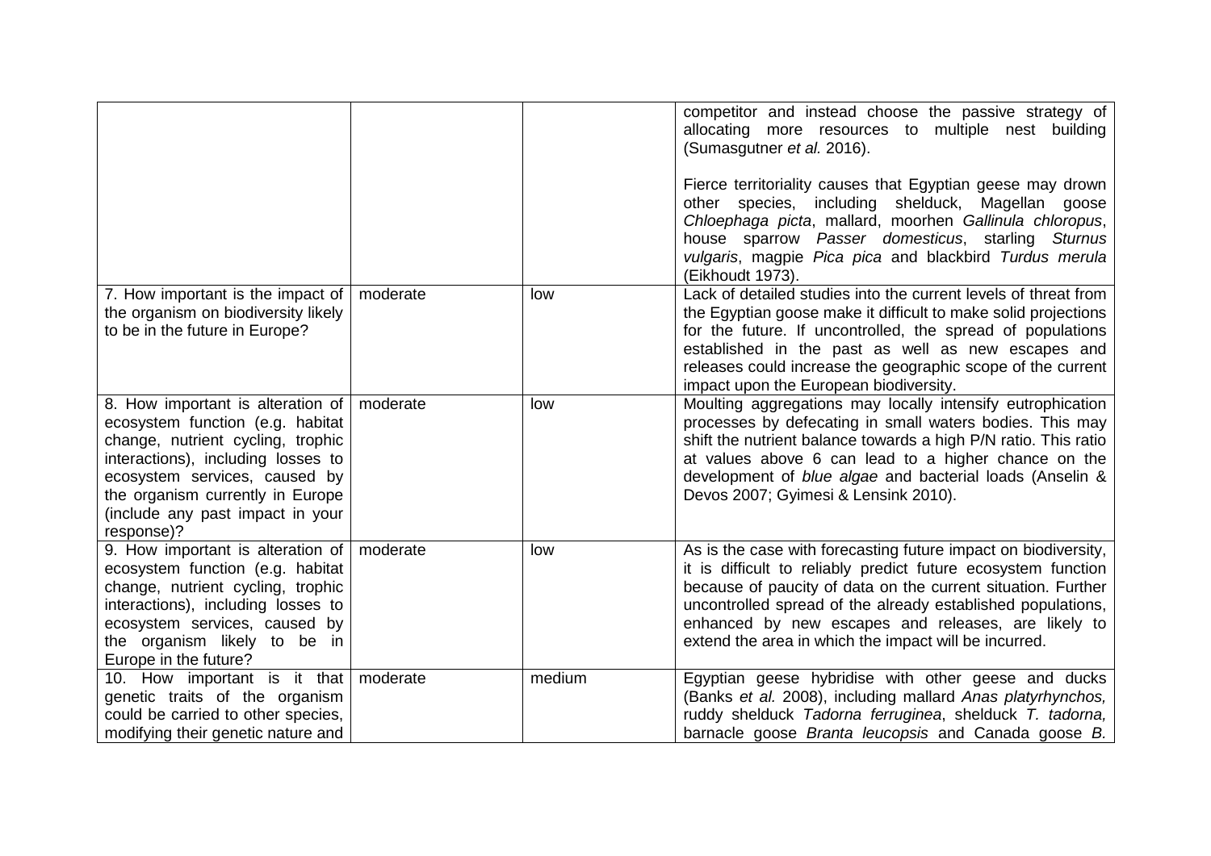| | | | |
|---|---|---|---|
| | | | competitor and instead choose the passive strategy of allocating more resources to multiple nest building (Sumasgutner *et al.* 2016).<br><br>Fierce territoriality causes that Egyptian geese may drown other species, including shelduck, Magellan goose *Chloephaga picta*, mallard, moorhen *Gallinula chloropus*, house sparrow *Passer domesticus*, starling *Sturnus vulgaris*, magpie *Pica pica* and blackbird *Turdus merula* (Eikhoudt 1973). |
| 7. How important is the impact of the organism on biodiversity likely to be in the future in Europe? | moderate | low | Lack of detailed studies into the current levels of threat from the Egyptian goose make it difficult to make solid projections for the future. If uncontrolled, the spread of populations established in the past as well as new escapes and releases could increase the geographic scope of the current impact upon the European biodiversity. |
| 8. How important is alteration of ecosystem function (e.g. habitat change, nutrient cycling, trophic interactions), including losses to ecosystem services, caused by the organism currently in Europe (include any past impact in your response)? | moderate | low | Moulting aggregations may locally intensify eutrophication processes by defecating in small waters bodies. This may shift the nutrient balance towards a high P/N ratio. This ratio at values above 6 can lead to a higher chance on the development of *blue algae* and bacterial loads (Anselin & Devos 2007; Gyimesi & Lensink 2010). |
| 9. How important is alteration of ecosystem function (e.g. habitat change, nutrient cycling, trophic interactions), including losses to ecosystem services, caused by the organism likely to be in Europe in the future? | moderate | low | As is the case with forecasting future impact on biodiversity, it is difficult to reliably predict future ecosystem function because of paucity of data on the current situation. Further uncontrolled spread of the already established populations, enhanced by new escapes and releases, are likely to extend the area in which the impact will be incurred. |
| 10. How important is it that genetic traits of the organism could be carried to other species, modifying their genetic nature and | moderate | medium | Egyptian geese hybridise with other geese and ducks (Banks *et al.* 2008), including mallard *Anas platyrhynchos,* ruddy shelduck *Tadorna ferruginea*, shelduck *T. tadorna,* barnacle goose *Branta leucopsis* and Canada goose *B.* |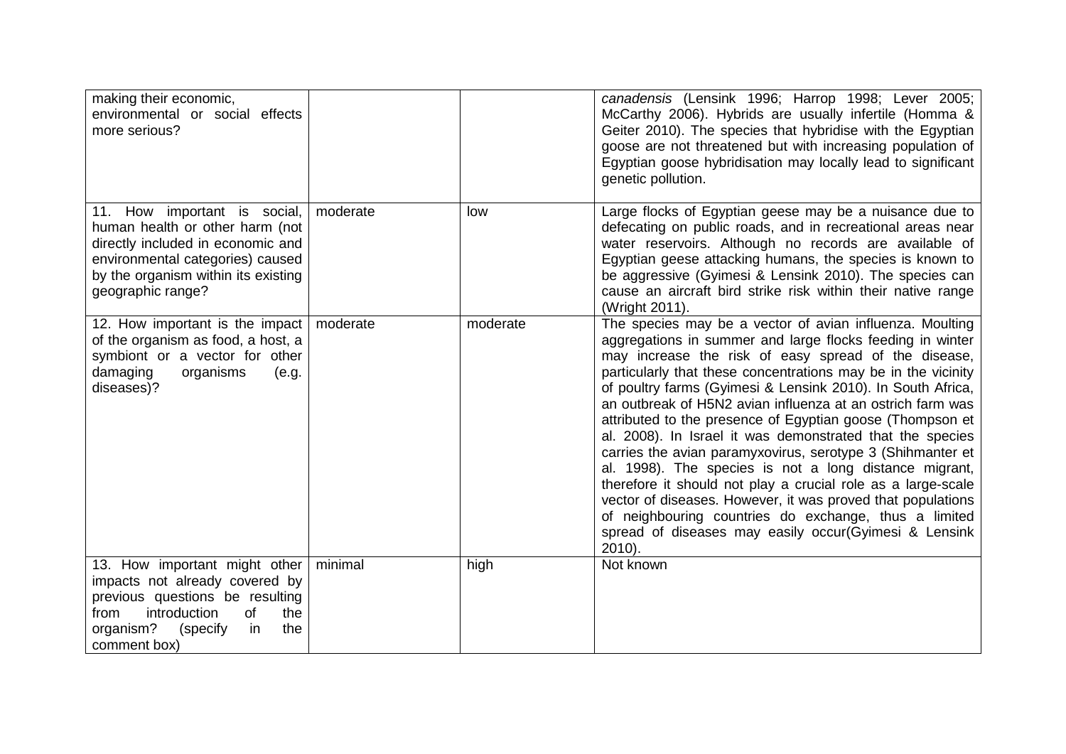| | | | |
|---|---|---|---|
| making their economic, environmental or social effects more serious? | | | *canadensis* (Lensink 1996; Harrop 1998; Lever 2005; McCarthy 2006). Hybrids are usually infertile (Homma & Geiter 2010). The species that hybridise with the Egyptian goose are not threatened but with increasing population of Egyptian goose hybridisation may locally lead to significant genetic pollution. |
| 11. How important is social, human health or other harm (not directly included in economic and environmental categories) caused by the organism within its existing geographic range? | moderate | low | Large flocks of Egyptian geese may be a nuisance due to defecating on public roads, and in recreational areas near water reservoirs. Although no records are available of Egyptian geese attacking humans, the species is known to be aggressive (Gyimesi & Lensink 2010). The species can cause an aircraft bird strike risk within their native range (Wright 2011). |
| 12. How important is the impact of the organism as food, a host, a symbiont or a vector for other damaging organisms (e.g. diseases)? | moderate | moderate | The species may be a vector of avian influenza. Moulting aggregations in summer and large flocks feeding in winter may increase the risk of easy spread of the disease, particularly that these concentrations may be in the vicinity of poultry farms (Gyimesi & Lensink 2010). In South Africa, an outbreak of H5N2 avian influenza at an ostrich farm was attributed to the presence of Egyptian goose (Thompson et al. 2008). In Israel it was demonstrated that the species carries the avian paramyxovirus, serotype 3 (Shihmanter et al. 1998). The species is not a long distance migrant, therefore it should not play a crucial role as a large-scale vector of diseases. However, it was proved that populations of neighbouring countries do exchange, thus a limited spread of diseases may easily occur(Gyimesi & Lensink 2010). |
| 13. How important might other impacts not already covered by previous questions be resulting from introduction of the organism? (specify in the comment box) | minimal | high | Not known |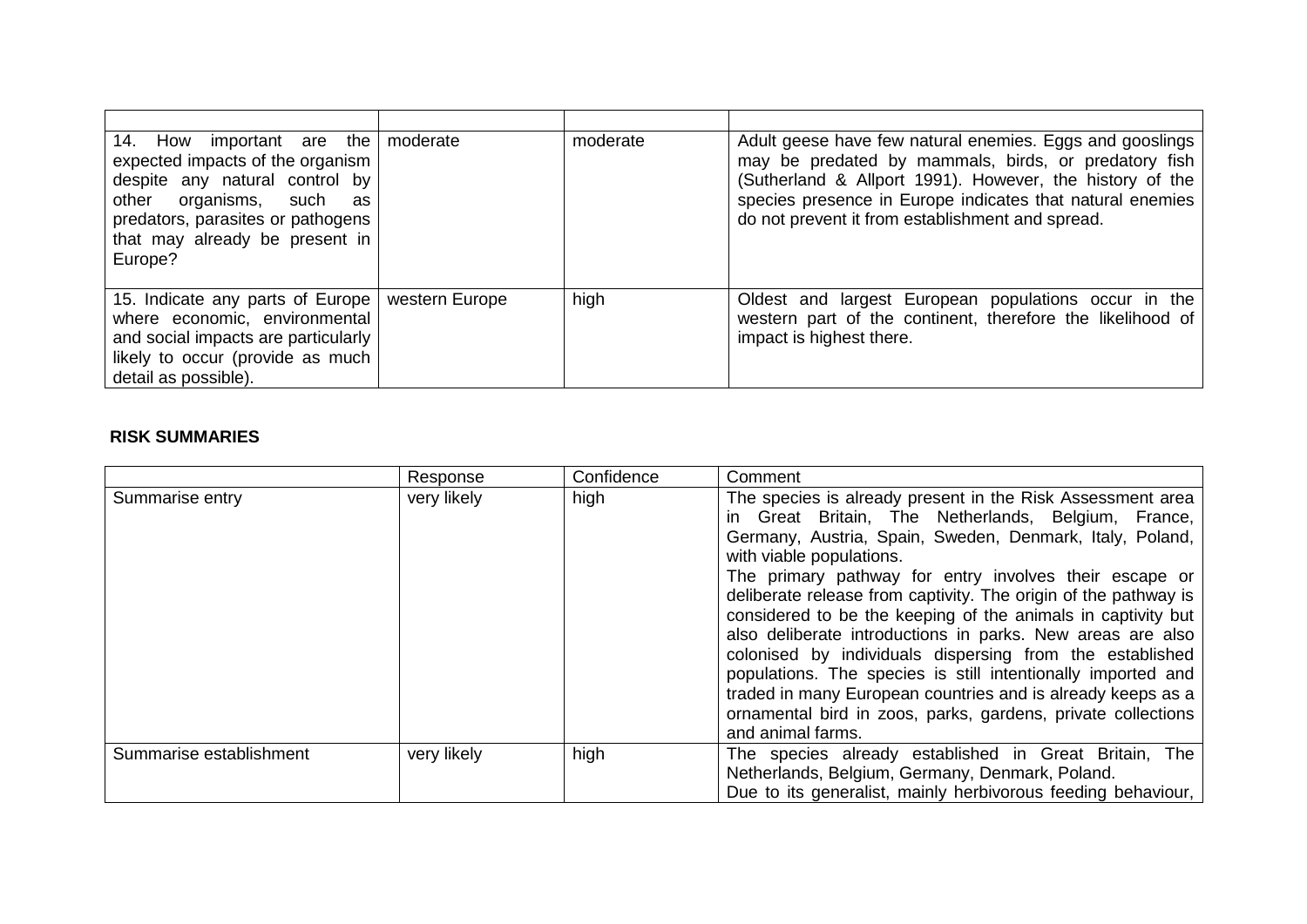| | | | |
|---|---|---|---|
| 14. How important are the expected impacts of the organism despite any natural control by other organisms, such as predators, parasites or pathogens that may already be present in Europe? | moderate | moderate | Adult geese have few natural enemies. Eggs and gooslings may be predated by mammals, birds, or predatory fish (Sutherland & Allport 1991). However, the history of the species presence in Europe indicates that natural enemies do not prevent it from establishment and spread. |
| 15. Indicate any parts of Europe where economic, environmental and social impacts are particularly likely to occur (provide as much detail as possible). | western Europe | high | Oldest and largest European populations occur in the western part of the continent, therefore the likelihood of impact is highest there. |

**RISK SUMMARIES**

| | Response | Confidence | Comment |
|---|---|---|---|
| Summarise entry | very likely | high | The species is already present in the Risk Assessment area in Great Britain, The Netherlands, Belgium, France, Germany, Austria, Spain, Sweden, Denmark, Italy, Poland, with viable populations.<br>The primary pathway for entry involves their escape or deliberate release from captivity. The origin of the pathway is considered to be the keeping of the animals in captivity but also deliberate introductions in parks. New areas are also colonised by individuals dispersing from the established populations. The species is still intentionally imported and traded in many European countries and is already keeps as a ornamental bird in zoos, parks, gardens, private collections and animal farms. |
| Summarise establishment | very likely | high | The species already established in Great Britain, The Netherlands, Belgium, Germany, Denmark, Poland.<br>Due to its generalist, mainly herbivorous feeding behaviour, |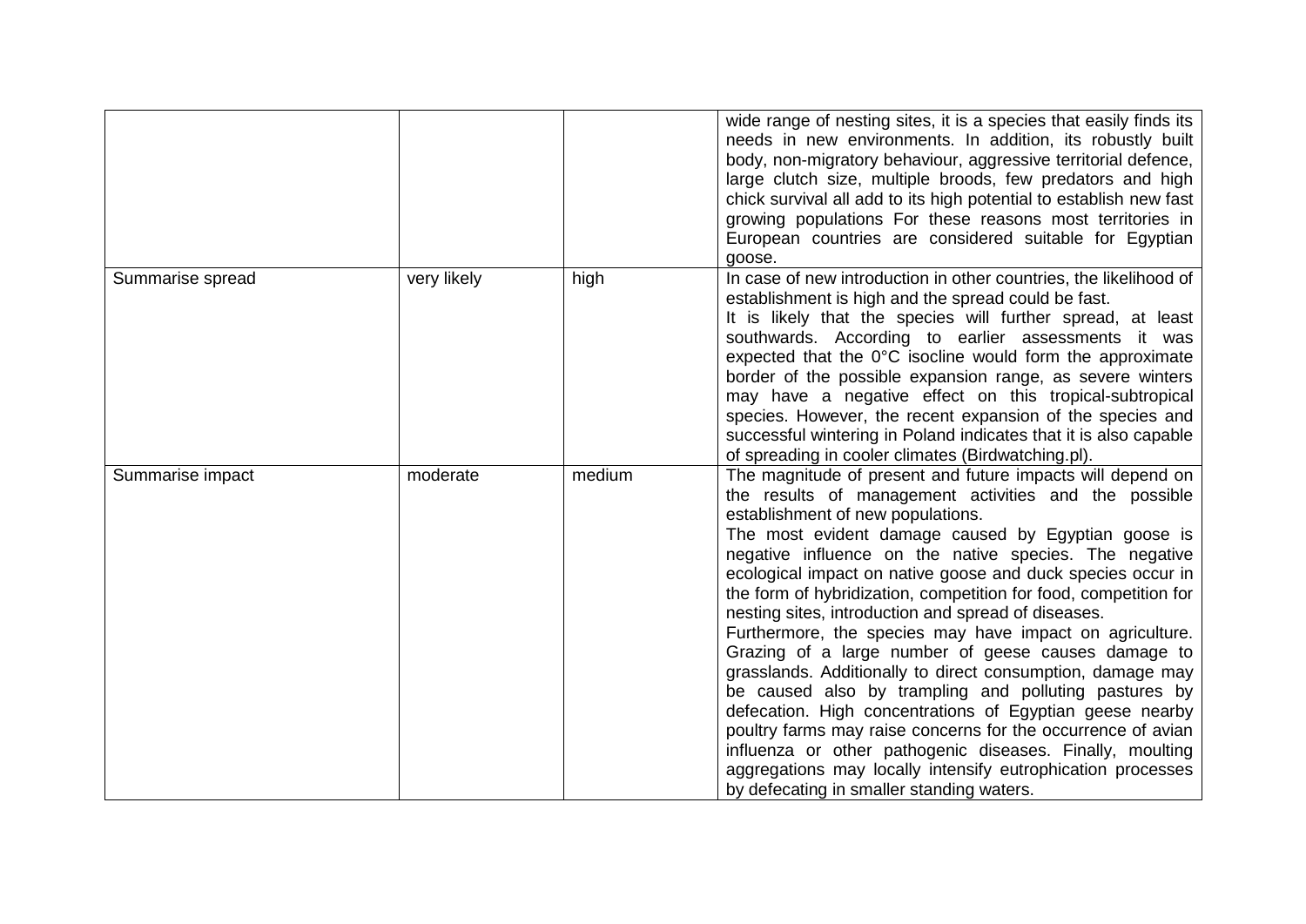|  |  |  |  |
| --- | --- | --- | --- |
|  |  |  | wide range of nesting sites, it is a species that easily finds its needs in new environments. In addition, its robustly built body, non-migratory behaviour, aggressive territorial defence, large clutch size, multiple broods, few predators and high chick survival all add to its high potential to establish new fast growing populations For these reasons most territories in European countries are considered suitable for Egyptian goose. |
| Summarise spread | very likely | high | In case of new introduction in other countries, the likelihood of establishment is high and the spread could be fast.<br>It is likely that the species will further spread, at least southwards. According to earlier assessments it was expected that the 0°C isocline would form the approximate border of the possible expansion range, as severe winters may have a negative effect on this tropical-subtropical species. However, the recent expansion of the species and successful wintering in Poland indicates that it is also capable of spreading in cooler climates (Birdwatching.pl). |
| Summarise impact | moderate | medium | The magnitude of present and future impacts will depend on the results of management activities and the possible establishment of new populations.<br>The most evident damage caused by Egyptian goose is negative influence on the native species. The negative ecological impact on native goose and duck species occur in the form of hybridization, competition for food, competition for nesting sites, introduction and spread of diseases.<br>Furthermore, the species may have impact on agriculture. Grazing of a large number of geese causes damage to grasslands. Additionally to direct consumption, damage may be caused also by trampling and polluting pastures by defecation. High concentrations of Egyptian geese nearby poultry farms may raise concerns for the occurrence of avian influenza or other pathogenic diseases. Finally, moulting aggregations may locally intensify eutrophication processes by defecating in smaller standing waters. |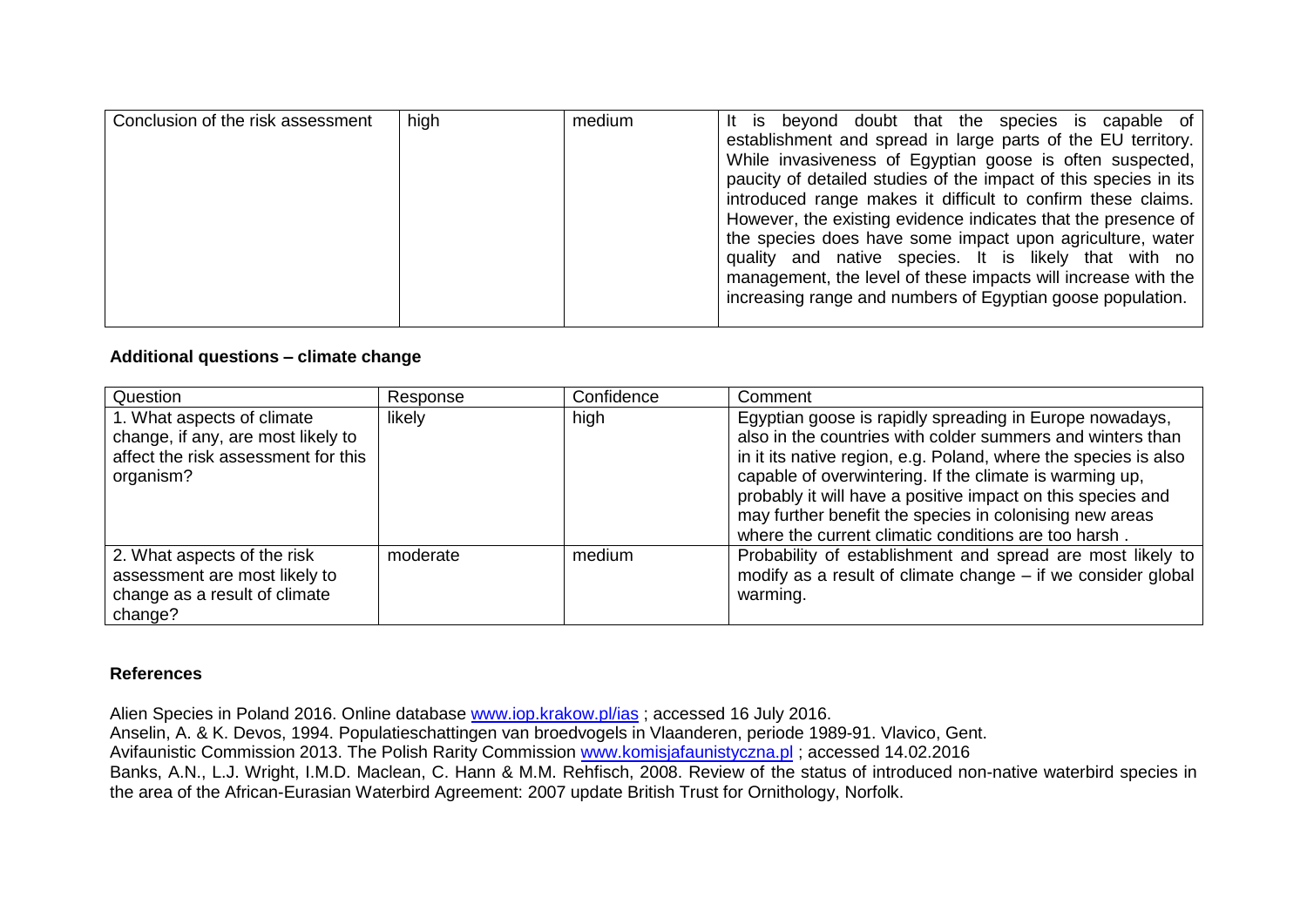| Conclusion of the risk assessment | high | medium | It is beyond doubt that the species is capable of establishment and spread in large parts of the EU territory. While invasiveness of Egyptian goose is often suspected, paucity of detailed studies of the impact of this species in its introduced range makes it difficult to confirm these claims. However, the existing evidence indicates that the presence of the species does have some impact upon agriculture, water quality and native species. It is likely that with no management, the level of these impacts will increase with the increasing range and numbers of Egyptian goose population. |
|---|---|---|---|

**Additional questions – climate change**

| Question | Response | Confidence | Comment |
|---|---|---|---|
| 1. What aspects of climate change, if any, are most likely to affect the risk assessment for this organism? | likely | high | Egyptian goose is rapidly spreading in Europe nowadays, also in the countries with colder summers and winters than in it its native region, e.g. Poland, where the species is also capable of overwintering. If the climate is warming up, probably it will have a positive impact on this species and may further benefit the species in colonising new areas where the current climatic conditions are too harsh . |
| 2. What aspects of the risk assessment are most likely to change as a result of climate change? | moderate | medium | Probability of establishment and spread are most likely to modify as a result of climate change – if we consider global warming. |

**References**

Alien Species in Poland 2016. Online database www.iop.krakow.pl/ias ; accessed 16 July 2016.
Anselin, A. & K. Devos, 1994. Populatieschattingen van broedvogels in Vlaanderen, periode 1989-91. Vlavico, Gent.
Avifaunistic Commission 2013. The Polish Rarity Commission www.komisjafaunistyczna.pl ; accessed 14.02.2016
Banks, A.N., L.J. Wright, I.M.D. Maclean, C. Hann & M.M. Rehfisch, 2008. Review of the status of introduced non-native waterbird species in the area of the African-Eurasian Waterbird Agreement: 2007 update British Trust for Ornithology, Norfolk.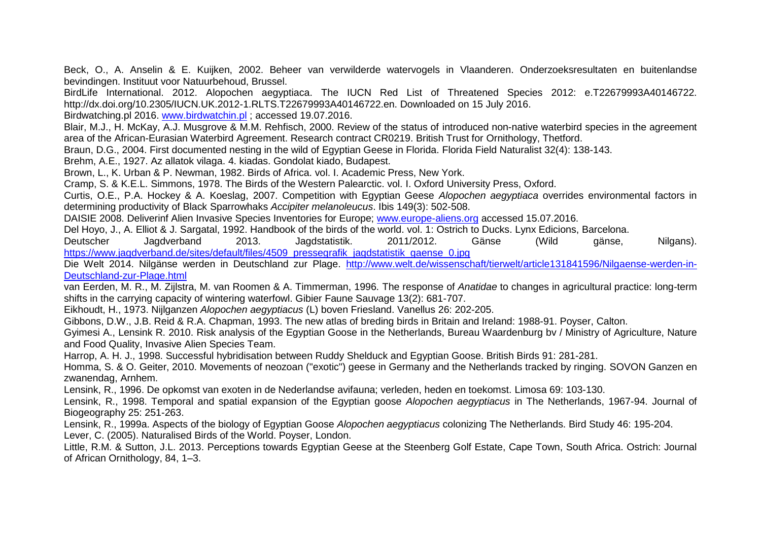Beck, O., A. Anselin & E. Kuijken, 2002. Beheer van verwilderde watervogels in Vlaanderen. Onderzoeksresultaten en buitenlandse bevindingen. Instituut voor Natuurbehoud, Brussel.

BirdLife International. 2012. Alopochen aegyptiaca. The IUCN Red List of Threatened Species 2012: e.T22679993A40146722. http://dx.doi.org/10.2305/IUCN.UK.2012-1.RLTS.T22679993A40146722.en. Downloaded on 15 July 2016.

Birdwatching.pl 2016. [www.birdwatchin.pl](www.birdwatchin.pl) ; accessed 19.07.2016.

Blair, M.J., H. McKay, A.J. Musgrove & M.M. Rehfisch, 2000. Review of the status of introduced non-native waterbird species in the agreement area of the African-Eurasian Waterbird Agreement. Research contract CR0219. British Trust for Ornithology, Thetford.

Braun, D.G., 2004. First documented nesting in the wild of Egyptian Geese in Florida. Florida Field Naturalist 32(4): 138-143.

Brehm, A.E., 1927. Az allatok vilaga. 4. kiadas. Gondolat kiado, Budapest.

Brown, L., K. Urban & P. Newman, 1982. Birds of Africa. vol. I. Academic Press, New York.

Cramp, S. & K.E.L. Simmons, 1978. The Birds of the Western Palearctic. vol. I. Oxford University Press, Oxford.

Curtis, O.E., P.A. Hockey & A. Koeslag, 2007. Competition with Egyptian Geese *Alopochen aegyptiaca* overrides environmental factors in determining productivity of Black Sparrowhaks *Accipiter melanoleucus*. Ibis 149(3): 502-508.

DAISIE 2008. Deliverinf Alien Invasive Species Inventories for Europe; [www.europe-aliens.org](www.europe-aliens.org) accessed 15.07.2016.

Del Hoyo, J., A. Elliot & J. Sargatal, 1992. Handbook of the birds of the world. vol. 1: Ostrich to Ducks. Lynx Edicions, Barcelona.

Deutscher Jagdverband 2013. Jagdstatistik. 2011/2012. Gänse (Wild gänse, Nilgans). [https://www.jagdverband.de/sites/default/files/4509_pressegrafik_jagdstatistik_gaense_0.jpg](https://www.jagdverband.de/sites/default/files/4509_pressegrafik_jagdstatistik_gaense_0.jpg)

Die Welt 2014. Nilgänse werden in Deutschland zur Plage. [http://www.welt.de/wissenschaft/tierwelt/article131841596/Nilgaense-werden-in-Deutschland-zur-Plage.html](http://www.welt.de/wissenschaft/tierwelt/article131841596/Nilgaense-werden-in-Deutschland-zur-Plage.html)

van Eerden, M. R., M. Zijlstra, M. van Roomen & A. Timmerman, 1996. The response of *Anatidae* to changes in agricultural practice: long-term shifts in the carrying capacity of wintering waterfowl. Gibier Faune Sauvage 13(2): 681-707.

Eikhoudt, H., 1973. Nijlganzen *Alopochen aegyptiacus* (L) boven Friesland. Vanellus 26: 202-205.

Gibbons, D.W., J.B. Reid & R.A. Chapman, 1993. The new atlas of breding birds in Britain and Ireland: 1988-91. Poyser, Calton.

Gyimesi A., Lensink R. 2010. Risk analysis of the Egyptian Goose in the Netherlands, Bureau Waardenburg bv / Ministry of Agriculture, Nature and Food Quality, Invasive Alien Species Team.

Harrop, A. H. J., 1998. Successful hybridisation between Ruddy Shelduck and Egyptian Goose. British Birds 91: 281-281.

Homma, S. & O. Geiter, 2010. Movements of neozoan ("exotic") geese in Germany and the Netherlands tracked by ringing. SOVON Ganzen en zwanendag, Arnhem.

Lensink, R., 1996. De opkomst van exoten in de Nederlandse avifauna; verleden, heden en toekomst. Limosa 69: 103-130.

Lensink, R., 1998. Temporal and spatial expansion of the Egyptian goose *Alopochen aegyptiacus* in The Netherlands, 1967-94. Journal of Biogeography 25: 251-263.

Lensink, R., 1999a. Aspects of the biology of Egyptian Goose *Alopochen aegyptiacus* colonizing The Netherlands. Bird Study 46: 195-204.

Lever, C. (2005). Naturalised Birds of the World. Poyser, London.

Little, R.M. & Sutton, J.L. 2013. Perceptions towards Egyptian Geese at the Steenberg Golf Estate, Cape Town, South Africa. Ostrich: Journal of African Ornithology, 84, 1–3.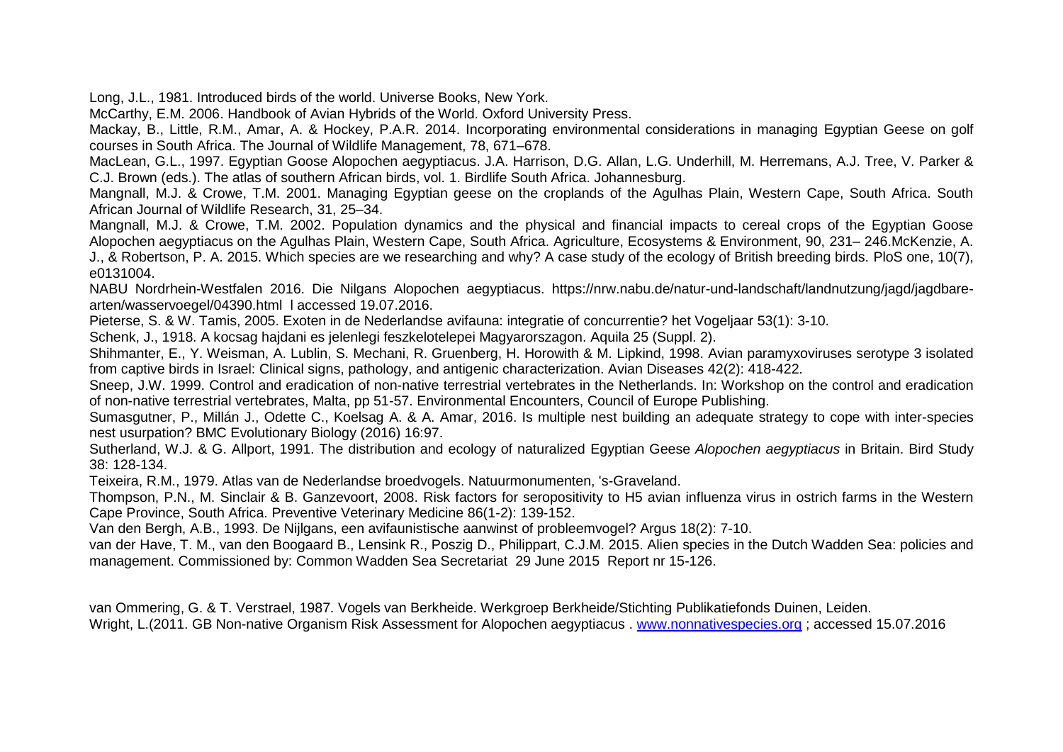Long, J.L., 1981. Introduced birds of the world. Universe Books, New York.

McCarthy, E.M. 2006. Handbook of Avian Hybrids of the World. Oxford University Press.

Mackay, B., Little, R.M., Amar, A. & Hockey, P.A.R. 2014. Incorporating environmental considerations in managing Egyptian Geese on golf courses in South Africa. The Journal of Wildlife Management, 78, 671–678.

MacLean, G.L., 1997. Egyptian Goose Alopochen aegyptiacus. J.A. Harrison, D.G. Allan, L.G. Underhill, M. Herremans, A.J. Tree, V. Parker & C.J. Brown (eds.). The atlas of southern African birds, vol. 1. Birdlife South Africa. Johannesburg.

Mangnall, M.J. & Crowe, T.M. 2001. Managing Egyptian geese on the croplands of the Agulhas Plain, Western Cape, South Africa. South African Journal of Wildlife Research, 31, 25–34.

Mangnall, M.J. & Crowe, T.M. 2002. Population dynamics and the physical and financial impacts to cereal crops of the Egyptian Goose Alopochen aegyptiacus on the Agulhas Plain, Western Cape, South Africa. Agriculture, Ecosystems & Environment, 90, 231– 246.McKenzie, A. J., & Robertson, P. A. 2015. Which species are we researching and why? A case study of the ecology of British breeding birds. PloS one, 10(7), e0131004.

NABU Nordrhein-Westfalen 2016. Die Nilgans Alopochen aegyptiacus. https://nrw.nabu.de/natur-und-landschaft/landnutzung/jagd/jagdbare-arten/wasservoegel/04390.html l accessed 19.07.2016.

Pieterse, S. & W. Tamis, 2005. Exoten in de Nederlandse avifauna: integratie of concurrentie? het Vogeljaar 53(1): 3-10.

Schenk, J., 1918. A kocsag hajdani es jelenlegi feszkelotelepei Magyarorszagon. Aquila 25 (Suppl. 2).

Shihmanter, E., Y. Weisman, A. Lublin, S. Mechani, R. Gruenberg, H. Horowith & M. Lipkind, 1998. Avian paramyxoviruses serotype 3 isolated from captive birds in Israel: Clinical signs, pathology, and antigenic characterization. Avian Diseases 42(2): 418-422.

Sneep, J.W. 1999. Control and eradication of non-native terrestrial vertebrates in the Netherlands. In: Workshop on the control and eradication of non-native terrestrial vertebrates, Malta, pp 51-57. Environmental Encounters, Council of Europe Publishing.

Sumasgutner, P., Millán J., Odette C., Koelsag A. & A. Amar, 2016. Is multiple nest building an adequate strategy to cope with inter-species nest usurpation? BMC Evolutionary Biology (2016) 16:97.

Sutherland, W.J. & G. Allport, 1991. The distribution and ecology of naturalized Egyptian Geese *Alopochen aegyptiacus* in Britain. Bird Study 38: 128-134.

Teixeira, R.M., 1979. Atlas van de Nederlandse broedvogels. Natuurmonumenten, 's-Graveland.

Thompson, P.N., M. Sinclair & B. Ganzevoort, 2008. Risk factors for seropositivity to H5 avian influenza virus in ostrich farms in the Western Cape Province, South Africa. Preventive Veterinary Medicine 86(1-2): 139-152.

Van den Bergh, A.B., 1993. De Nijlgans, een avifaunistische aanwinst of probleemvogel? Argus 18(2): 7-10.

van der Have, T. M., van den Boogaard B., Lensink R., Poszig D., Philippart, C.J.M. 2015. Alien species in the Dutch Wadden Sea: policies and management. Commissioned by: Common Wadden Sea Secretariat 29 June 2015 Report nr 15-126.

van Ommering, G. & T. Verstrael, 1987. Vogels van Berkheide. Werkgroep Berkheide/Stichting Publikatiefonds Duinen, Leiden.

Wright, L.(2011. GB Non-native Organism Risk Assessment for Alopochen aegyptiacus . www.nonnativespecies.org ; accessed 15.07.2016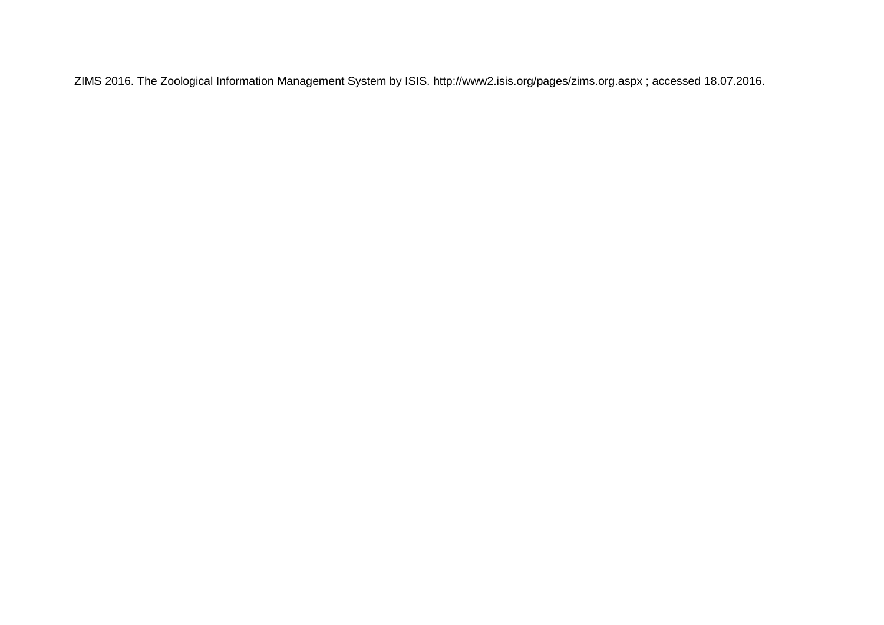ZIMS 2016. The Zoological Information Management System by ISIS. http://www2.isis.org/pages/zims.org.aspx ; accessed 18.07.2016.